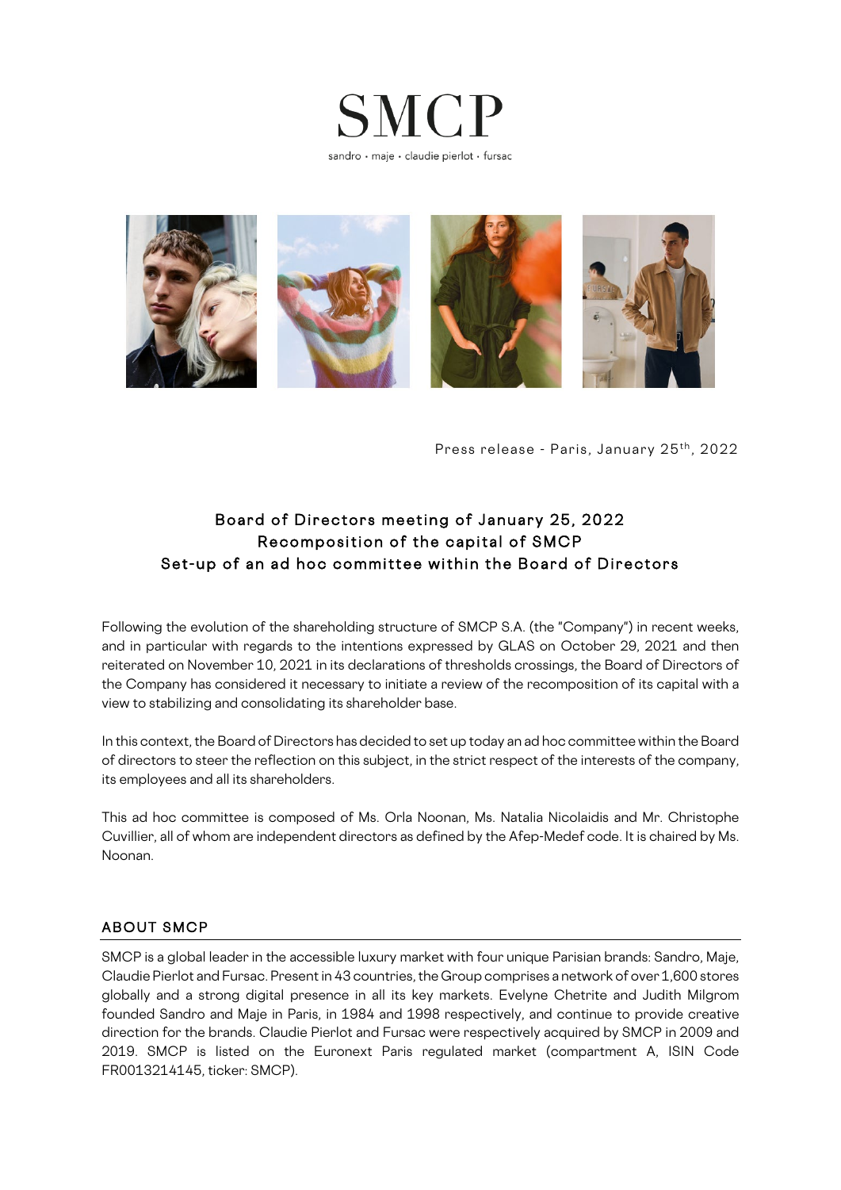# SMCP

sandro • maje • claudie pierlot • fursac

Press release - Paris, January 25th, 2022

## Board of Directors meeting of January 25, 2022
## Recomposition of the capital of SMCP
## Set-up of an ad hoc committee within the Board of Directors

Following the evolution of the shareholding structure of SMCP S.A. (the "Company") in recent weeks, and in particular with regards to the intentions expressed by GLAS on October 29, 2021 and then reiterated on November 10, 2021 in its declarations of thresholds crossings, the Board of Directors of the Company has considered it necessary to initiate a review of the recomposition of its capital with a view to stabilizing and consolidating its shareholder base.

In this context, the Board of Directors has decided to set up today an ad hoc committee within the Board of directors to steer the reflection on this subject, in the strict respect of the interests of the company, its employees and all its shareholders.

This ad hoc committee is composed of Ms. Orla Noonan, Ms. Natalia Nicolaidis and Mr. Christophe Cuvillier, all of whom are independent directors as defined by the Afep-Medef code. It is chaired by Ms. Noonan.

## ABOUT SMCP

SMCP is a global leader in the accessible luxury market with four unique Parisian brands: Sandro, Maje, Claudie Pierlot and Fursac. Present in 43 countries, the Group comprises a network of over 1,600 stores globally and a strong digital presence in all its key markets. Evelyne Chetrite and Judith Milgrom founded Sandro and Maje in Paris, in 1984 and 1998 respectively, and continue to provide creative direction for the brands. Claudie Pierlot and Fursac were respectively acquired by SMCP in 2009 and 2019. SMCP is listed on the Euronext Paris regulated market (compartment A, ISIN Code FR0013214145, ticker: SMCP).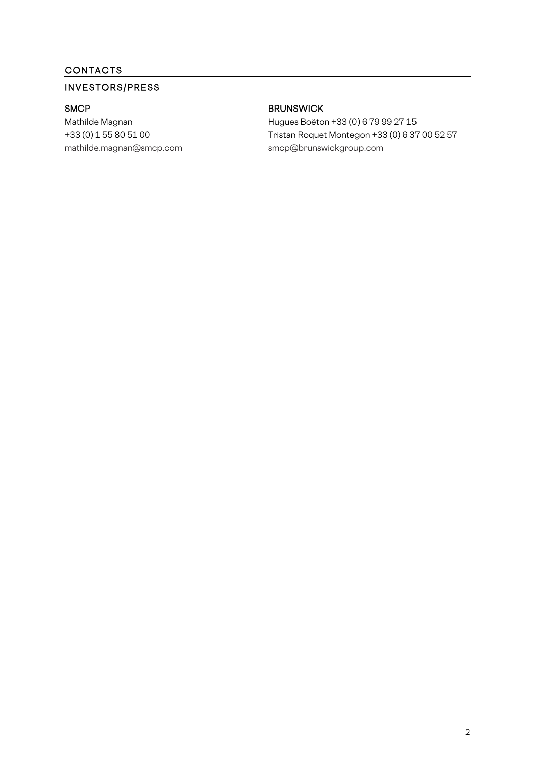## CONTACTS

### INVESTORS/PRESS

**SMCP**

Mathilde Magnan
+33 (0) 1 55 80 51 00
mathilde.magnan@smcp.com

**BRUNSWICK**

Hugues Boëton +33 (0) 6 79 99 27 15
Tristan Roquet Montegon +33 (0) 6 37 00 52 57
smcp@brunswickgroup.com